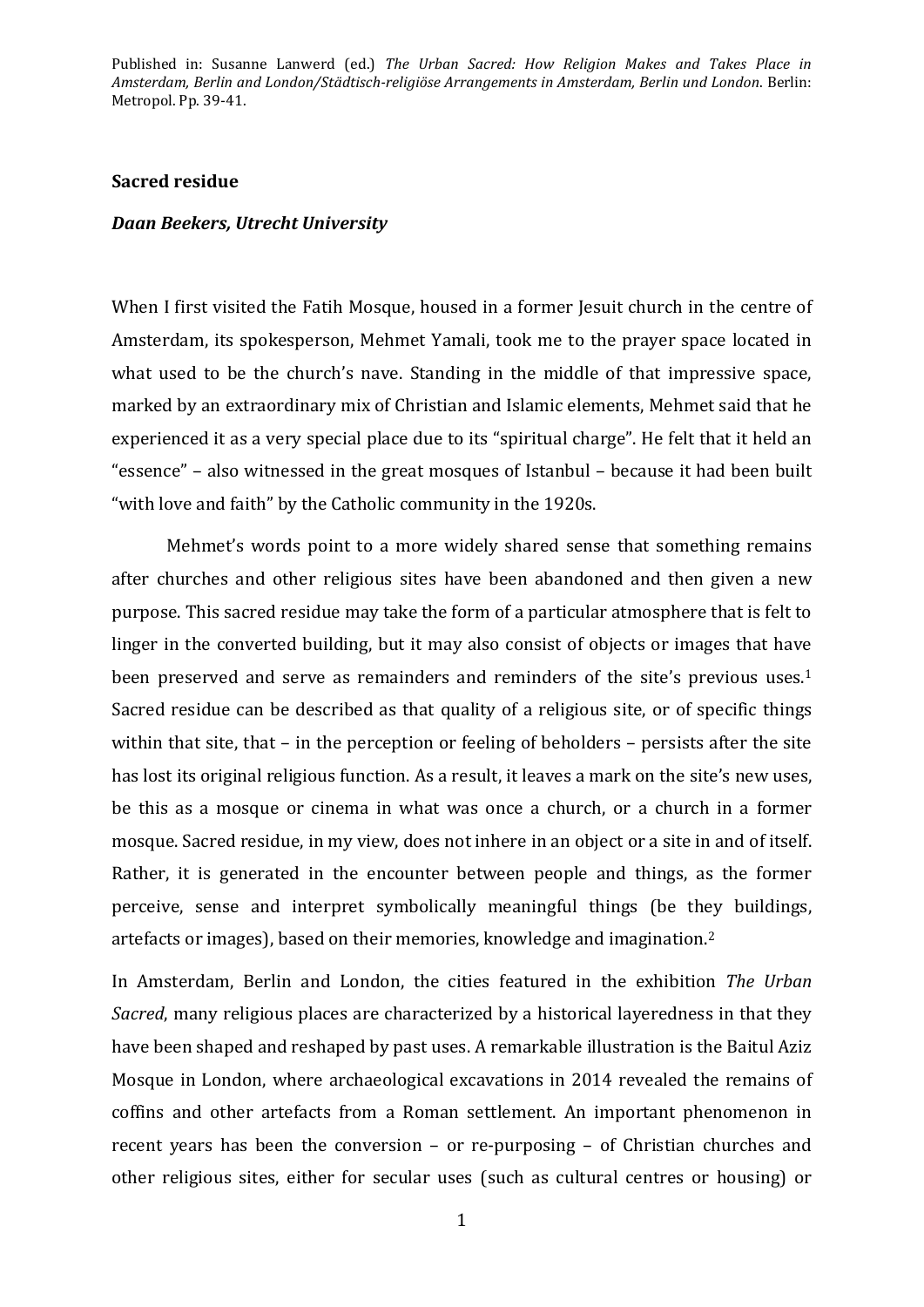Published in: Susanne Lanwerd (ed.) *The Urban Sacred: How Religion Makes and Takes Place in Amsterdam, Berlin and London/Städtisch-religiöse Arrangements in Amsterdam, Berlin und London*. Berlin: Metropol. Pp. 39-41.

## Sacred residue

***Daan Beekers, Utrecht University***

When I first visited the Fatih Mosque, housed in a former Jesuit church in the centre of Amsterdam, its spokesperson, Mehmet Yamali, took me to the prayer space located in what used to be the church's nave. Standing in the middle of that impressive space, marked by an extraordinary mix of Christian and Islamic elements, Mehmet said that he experienced it as a very special place due to its "spiritual charge". He felt that it held an "essence" – also witnessed in the great mosques of Istanbul – because it had been built "with love and faith" by the Catholic community in the 1920s.

Mehmet's words point to a more widely shared sense that something remains after churches and other religious sites have been abandoned and then given a new purpose. This sacred residue may take the form of a particular atmosphere that is felt to linger in the converted building, but it may also consist of objects or images that have been preserved and serve as remainders and reminders of the site's previous uses.[1] Sacred residue can be described as that quality of a religious site, or of specific things within that site, that – in the perception or feeling of beholders – persists after the site has lost its original religious function. As a result, it leaves a mark on the site's new uses, be this as a mosque or cinema in what was once a church, or a church in a former mosque. Sacred residue, in my view, does not inhere in an object or a site in and of itself. Rather, it is generated in the encounter between people and things, as the former perceive, sense and interpret symbolically meaningful things (be they buildings, artefacts or images), based on their memories, knowledge and imagination.[2]

In Amsterdam, Berlin and London, the cities featured in the exhibition *The Urban Sacred*, many religious places are characterized by a historical layeredness in that they have been shaped and reshaped by past uses. A remarkable illustration is the Baitul Aziz Mosque in London, where archaeological excavations in 2014 revealed the remains of coffins and other artefacts from a Roman settlement. An important phenomenon in recent years has been the conversion – or re-purposing – of Christian churches and other religious sites, either for secular uses (such as cultural centres or housing) or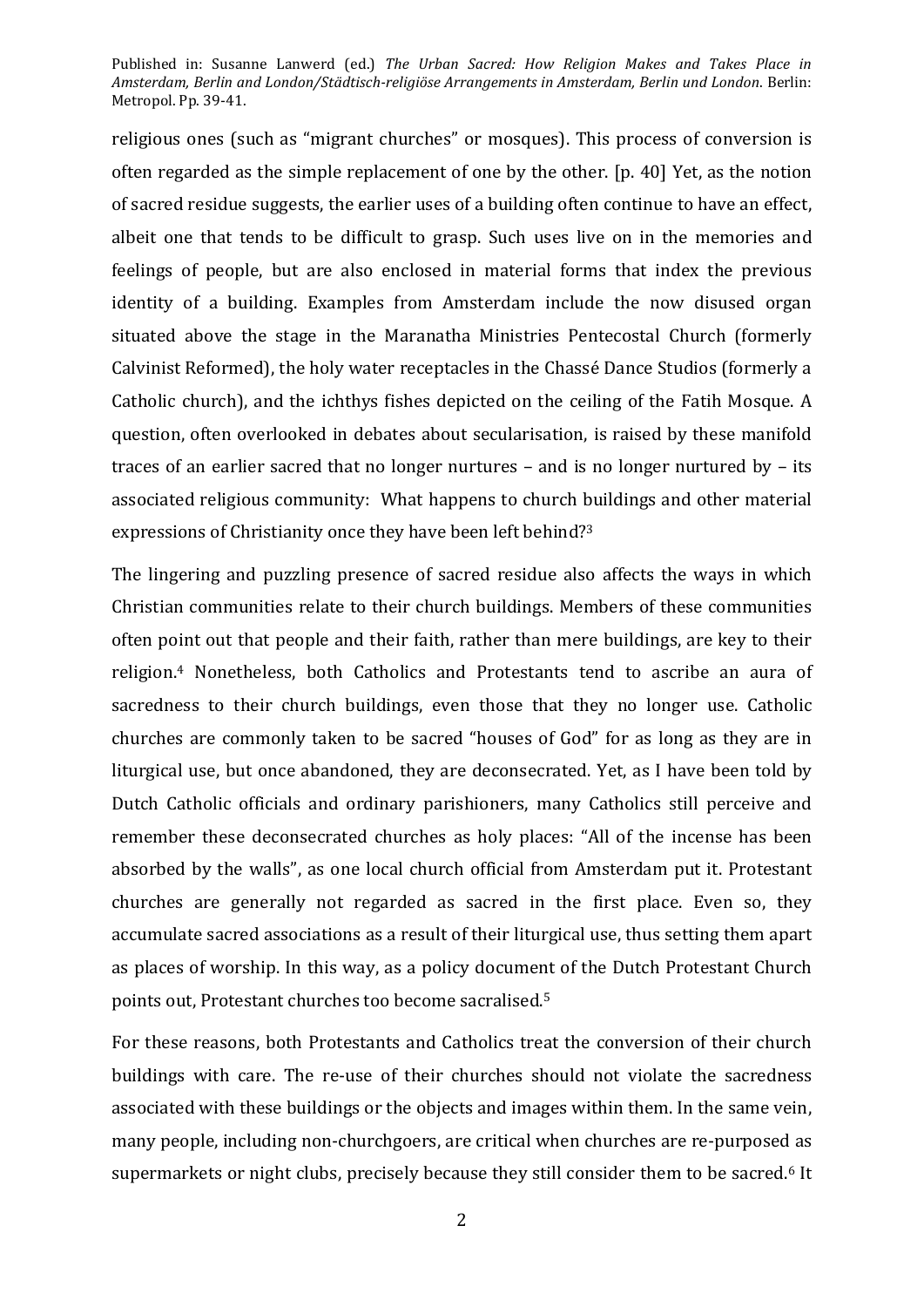religious ones (such as "migrant churches" or mosques). This process of conversion is often regarded as the simple replacement of one by the other. [p. 40] Yet, as the notion of sacred residue suggests, the earlier uses of a building often continue to have an effect, albeit one that tends to be difficult to grasp. Such uses live on in the memories and feelings of people, but are also enclosed in material forms that index the previous identity of a building. Examples from Amsterdam include the now disused organ situated above the stage in the Maranatha Ministries Pentecostal Church (formerly Calvinist Reformed), the holy water receptacles in the Chassé Dance Studios (formerly a Catholic church), and the ichthys fishes depicted on the ceiling of the Fatih Mosque. A question, often overlooked in debates about secularisation, is raised by these manifold traces of an earlier sacred that no longer nurtures – and is no longer nurtured by – its associated religious community: What happens to church buildings and other material expressions of Christianity once they have been left behind?[3]

The lingering and puzzling presence of sacred residue also affects the ways in which Christian communities relate to their church buildings. Members of these communities often point out that people and their faith, rather than mere buildings, are key to their religion.[4] Nonetheless, both Catholics and Protestants tend to ascribe an aura of sacredness to their church buildings, even those that they no longer use. Catholic churches are commonly taken to be sacred "houses of God" for as long as they are in liturgical use, but once abandoned, they are deconsecrated. Yet, as I have been told by Dutch Catholic officials and ordinary parishioners, many Catholics still perceive and remember these deconsecrated churches as holy places: "All of the incense has been absorbed by the walls", as one local church official from Amsterdam put it. Protestant churches are generally not regarded as sacred in the first place. Even so, they accumulate sacred associations as a result of their liturgical use, thus setting them apart as places of worship. In this way, as a policy document of the Dutch Protestant Church points out, Protestant churches too become sacralised.[5]

For these reasons, both Protestants and Catholics treat the conversion of their church buildings with care. The re-use of their churches should not violate the sacredness associated with these buildings or the objects and images within them. In the same vein, many people, including non-churchgoers, are critical when churches are re-purposed as supermarkets or night clubs, precisely because they still consider them to be sacred.[6] It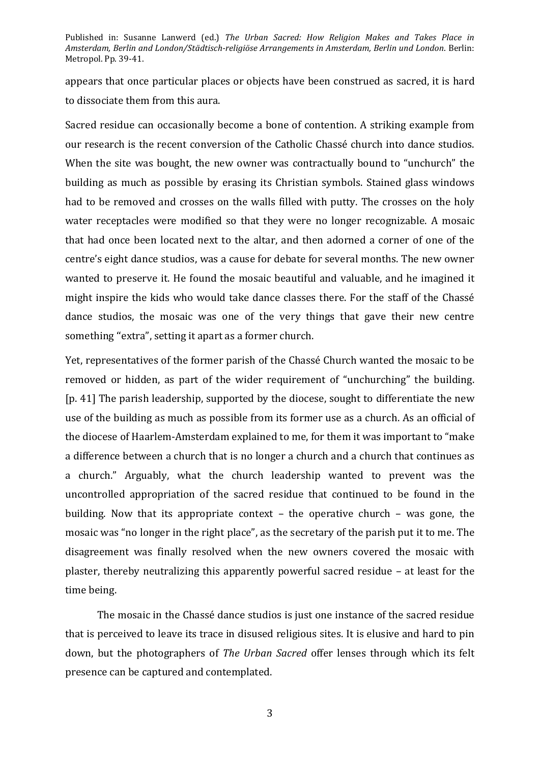appears that once particular places or objects have been construed as sacred, it is hard to dissociate them from this aura.

Sacred residue can occasionally become a bone of contention. A striking example from our research is the recent conversion of the Catholic Chassé church into dance studios. When the site was bought, the new owner was contractually bound to "unchurch" the building as much as possible by erasing its Christian symbols. Stained glass windows had to be removed and crosses on the walls filled with putty. The crosses on the holy water receptacles were modified so that they were no longer recognizable. A mosaic that had once been located next to the altar, and then adorned a corner of one of the centre's eight dance studios, was a cause for debate for several months. The new owner wanted to preserve it. He found the mosaic beautiful and valuable, and he imagined it might inspire the kids who would take dance classes there. For the staff of the Chassé dance studios, the mosaic was one of the very things that gave their new centre something "extra", setting it apart as a former church.

Yet, representatives of the former parish of the Chassé Church wanted the mosaic to be removed or hidden, as part of the wider requirement of "unchurching" the building. [p. 41] The parish leadership, supported by the diocese, sought to differentiate the new use of the building as much as possible from its former use as a church. As an official of the diocese of Haarlem-Amsterdam explained to me, for them it was important to "make a difference between a church that is no longer a church and a church that continues as a church." Arguably, what the church leadership wanted to prevent was the uncontrolled appropriation of the sacred residue that continued to be found in the building. Now that its appropriate context – the operative church – was gone, the mosaic was "no longer in the right place", as the secretary of the parish put it to me. The disagreement was finally resolved when the new owners covered the mosaic with plaster, thereby neutralizing this apparently powerful sacred residue – at least for the time being.

The mosaic in the Chassé dance studios is just one instance of the sacred residue that is perceived to leave its trace in disused religious sites. It is elusive and hard to pin down, but the photographers of *The Urban Sacred* offer lenses through which its felt presence can be captured and contemplated.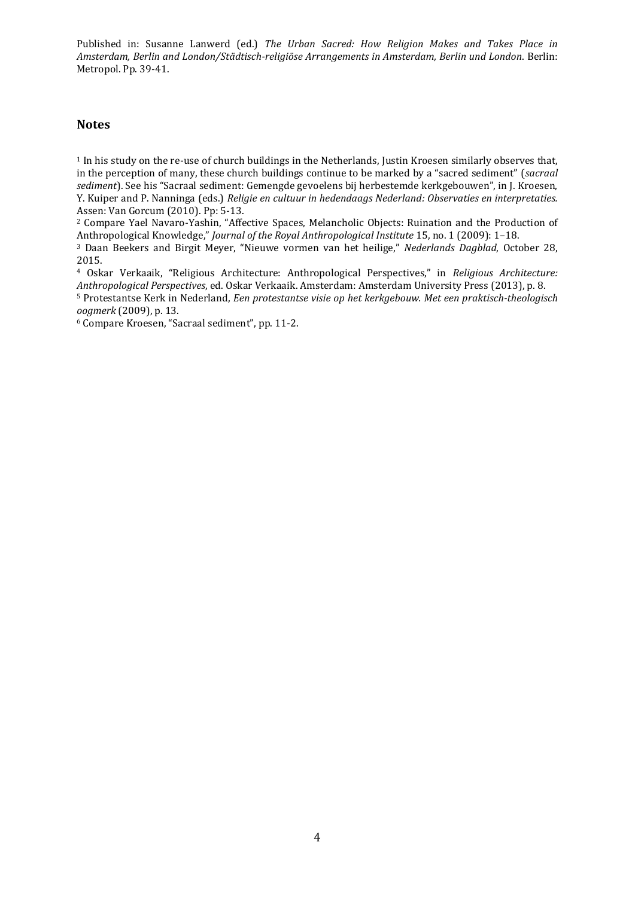Published in: Susanne Lanwerd (ed.) *The Urban Sacred: How Religion Makes and Takes Place in Amsterdam, Berlin and London/Städtisch-religiöse Arrangements in Amsterdam, Berlin und London*. Berlin: Metropol. Pp. 39-41.

## Notes

[1] In his study on the re-use of church buildings in the Netherlands, Justin Kroesen similarly observes that, in the perception of many, these church buildings continue to be marked by a "sacred sediment" (*sacraal sediment*). See his "Sacraal sediment: Gemengde gevoelens bij herbestemde kerkgebouwen", in J. Kroesen, Y. Kuiper and P. Nanninga (eds.) *Religie en cultuur in hedendaags Nederland: Observaties en interpretaties.* Assen: Van Gorcum (2010). Pp: 5-13.

[2] Compare Yael Navaro-Yashin, "Affective Spaces, Melancholic Objects: Ruination and the Production of Anthropological Knowledge," *Journal of the Royal Anthropological Institute* 15, no. 1 (2009): 1–18.

[3] Daan Beekers and Birgit Meyer, "Nieuwe vormen van het heilige," *Nederlands Dagblad*, October 28, 2015.

[4] Oskar Verkaaik, "Religious Architecture: Anthropological Perspectives," in *Religious Architecture: Anthropological Perspectives*, ed. Oskar Verkaaik. Amsterdam: Amsterdam University Press (2013), p. 8.

[5] Protestantse Kerk in Nederland, *Een protestantse visie op het kerkgebouw. Met een praktisch-theologisch oogmerk* (2009), p. 13.

[6] Compare Kroesen, "Sacraal sediment", pp. 11-2.